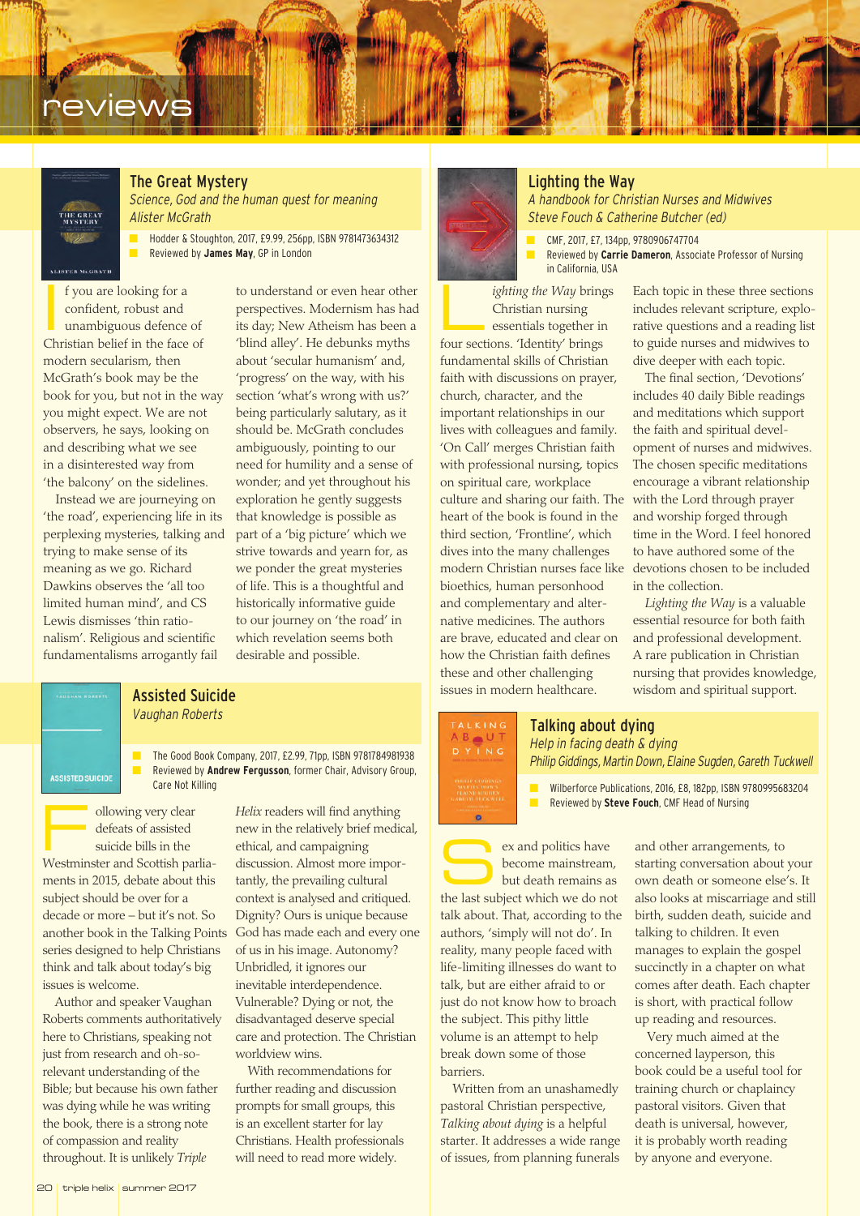# reviews

## The Great Mystery

*Science, God and the human quest for meaning*
*Alister McGrath*

- Hodder & Stoughton, 2017, £9.99, 256pp, ISBN 9781473634312
- Reviewed by **James May**, GP in London

If you are looking for a confident, robust and unambiguous defence of Christian belief in the face of modern secularism, then McGrath's book may be the book for you, but not in the way you might expect. We are not observers, he says, looking on and describing what we see in a disinterested way from 'the balcony' on the sidelines.

Instead we are journeying on 'the road', experiencing life in its perplexing mysteries, talking and trying to make sense of its meaning as we go. Richard Dawkins observes the 'all too limited human mind', and CS Lewis dismisses 'thin rationalism'. Religious and scientific fundamentalisms arrogantly fail to understand or even hear other perspectives. Modernism has had its day; New Atheism has been a 'blind alley'. He debunks myths about 'secular humanism' and, 'progress' on the way, with his section 'what's wrong with us?' being particularly salutary, as it should be. McGrath concludes ambiguously, pointing to our need for humility and a sense of wonder; and yet throughout his exploration he gently suggests that knowledge is possible as part of a 'big picture' which we strive towards and yearn for, as we ponder the great mysteries of life. This is a thoughtful and historically informative guide to our journey on 'the road' in which revelation seems both desirable and possible.

## Assisted Suicide

*Vaughan Roberts*

- The Good Book Company, 2017, £2.99, 71pp, ISBN 9781784981938
- Reviewed by **Andrew Fergusson**, former Chair, Advisory Group, Care Not Killing

Following very clear defeats of assisted suicide bills in the Westminster and Scottish parliaments in 2015, debate about this subject should be over for a decade or more – but it's not. So another book in the Talking Points series designed to help Christians think and talk about today's big issues is welcome.

Author and speaker Vaughan Roberts comments authoritatively here to Christians, speaking not just from research and oh-so-relevant understanding of the Bible; but because his own father was dying while he was writing the book, there is a strong note of compassion and reality throughout. It is unlikely *Triple Helix* readers will find anything new in the relatively brief medical, ethical, and campaigning discussion. Almost more importantly, the prevailing cultural context is analysed and critiqued. Dignity? Ours is unique because God has made each and every one of us in his image. Autonomy? Unbridled, it ignores our inevitable interdependence. Vulnerable? Dying or not, the disadvantaged deserve special care and protection. The Christian worldview wins.

With recommendations for further reading and discussion prompts for small groups, this is an excellent starter for lay Christians. Health professionals will need to read more widely.

## Lighting the Way

*A handbook for Christian Nurses and Midwives*
*Steve Fouch & Catherine Butcher (ed)*

- CMF, 2017, £7, 134pp, 9780906747704
- Reviewed by **Carrie Dameron**, Associate Professor of Nursing in California, USA

*Lighting the Way* brings Christian nursing essentials together in four sections. 'Identity' brings fundamental skills of Christian faith with discussions on prayer, church, character, and the important relationships in our lives with colleagues and family. 'On Call' merges Christian faith with professional nursing, topics on spiritual care, workplace culture and sharing our faith. The heart of the book is found in the third section, 'Frontline', which dives into the many challenges modern Christian nurses face like bioethics, human personhood and complementary and alternative medicines. The authors are brave, educated and clear on how the Christian faith defines these and other challenging issues in modern healthcare.

Each topic in these three sections includes relevant scripture, explorative questions and a reading list to guide nurses and midwives to dive deeper with each topic.

The final section, 'Devotions' includes 40 daily Bible readings and meditations which support the faith and spiritual development of nurses and midwives. The chosen specific meditations encourage a vibrant relationship with the Lord through prayer and worship forged through time in the Word. I feel honored to have authored some of the devotions chosen to be included in the collection.

*Lighting the Way* is a valuable essential resource for both faith and professional development. A rare publication in Christian nursing that provides knowledge, wisdom and spiritual support.

## Talking about dying

*Help in facing death & dying*
*Philip Giddings, Martin Down, Elaine Sugden, Gareth Tuckwell*

- Wilberforce Publications, 2016, £8, 182pp, ISBN 9780995683204
- Reviewed by **Steve Fouch**, CMF Head of Nursing

Sex and politics have become mainstream, but death remains as the last subject which we do not talk about. That, according to the authors, 'simply will not do'. In reality, many people faced with life-limiting illnesses do want to talk, but are either afraid to or just do not know how to broach the subject. This pithy little volume is an attempt to help break down some of those barriers.

Written from an unashamedly pastoral Christian perspective, *Talking about dying* is a helpful starter. It addresses a wide range of issues, from planning funerals and other arrangements, to starting conversation about your own death or someone else's. It also looks at miscarriage and still birth, sudden death, suicide and talking to children. It even manages to explain the gospel succinctly in a chapter on what comes after death. Each chapter is short, with practical follow up reading and resources.

Very much aimed at the concerned layperson, this book could be a useful tool for training church or chaplaincy pastoral visitors. Given that death is universal, however, it is probably worth reading by anyone and everyone.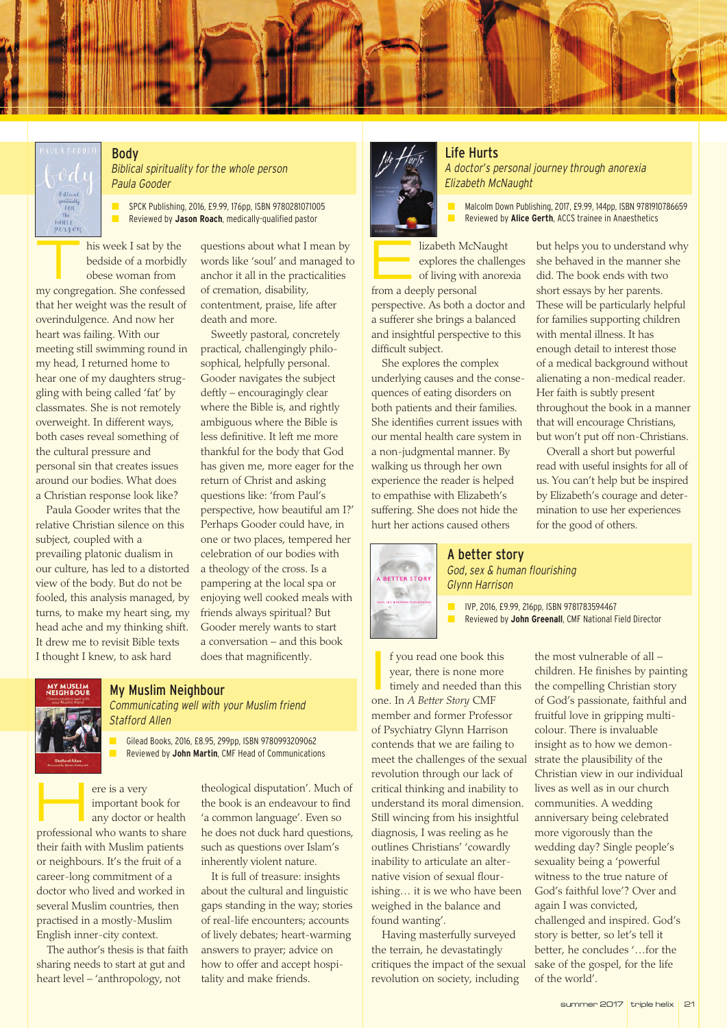## Body

*Biblical spirituality for the whole person*
*Paula Gooder*

- SPCK Publishing, 2016, £9.99, 176pp, ISBN 9780281071005
- Reviewed by **Jason Roach**, medically-qualified pastor

This week I sat by the bedside of a morbidly obese woman from my congregation. She confessed that her weight was the result of overindulgence. And now her heart was failing. With our meeting still swimming round in my head, I returned home to hear one of my daughters struggling with being called 'fat' by classmates. She is not remotely overweight. In different ways, both cases reveal something of the cultural pressure and personal sin that creates issues around our bodies. What does a Christian response look like?

Paula Gooder writes that the relative Christian silence on this subject, coupled with a prevailing platonic dualism in our culture, has led to a distorted view of the body. But do not be fooled, this analysis managed, by turns, to make my heart sing, my head ache and my thinking shift. It drew me to revisit Bible texts I thought I knew, to ask hard questions about what I mean by words like 'soul' and managed to anchor it all in the practicalities of cremation, disability, contentment, praise, life after death and more.

Sweetly pastoral, concretely practical, challengingly philosophical, helpfully personal. Gooder navigates the subject deftly – encouragingly clear where the Bible is, and rightly ambiguous where the Bible is less definitive. It left me more thankful for the body that God has given me, more eager for the return of Christ and asking questions like: 'from Paul's perspective, how beautiful am I?' Perhaps Gooder could have, in one or two places, tempered her celebration of our bodies with a theology of the cross. Is a pampering at the local spa or enjoying well cooked meals with friends always spiritual? But Gooder merely wants to start a conversation – and this book does that magnificently.

## My Muslim Neighbour

*Communicating well with your Muslim friend*
*Stafford Allen*

- Gilead Books, 2016, £8.95, 299pp, ISBN 9780993209062
- Reviewed by **John Martin**, CMF Head of Communications

Here is a very important book for any doctor or health professional who wants to share their faith with Muslim patients or neighbours. It's the fruit of a career-long commitment of a doctor who lived and worked in several Muslim countries, then practised in a mostly-Muslim English inner-city context.

The author's thesis is that faith sharing needs to start at gut and heart level – 'anthropology, not theological disputation'. Much of the book is an endeavour to find 'a common language'. Even so he does not duck hard questions, such as questions over Islam's inherently violent nature.

It is full of treasure: insights about the cultural and linguistic gaps standing in the way; stories of real-life encounters; accounts of lively debates; heart-warming answers to prayer; advice on how to offer and accept hospitality and make friends.

## Life Hurts

*A doctor's personal journey through anorexia*
*Elizabeth McNaught*

- Malcolm Down Publishing, 2017, £9.99, 144pp, ISBN 9781910786659
- Reviewed by **Alice Gerth**, ACCS trainee in Anaesthetics

Elizabeth McNaught explores the challenges of living with anorexia from a deeply personal perspective. As both a doctor and a sufferer she brings a balanced and insightful perspective to this difficult subject.

She explores the complex underlying causes and the consequences of eating disorders on both patients and their families. She identifies current issues with our mental health care system in a non-judgmental manner. By walking us through her own experience the reader is helped to empathise with Elizabeth's suffering. She does not hide the hurt her actions caused others but helps you to understand why she behaved in the manner she did. The book ends with two short essays by her parents. These will be particularly helpful for families supporting children with mental illness. It has enough detail to interest those of a medical background without alienating a non-medical reader. Her faith is subtly present throughout the book in a manner that will encourage Christians, but won't put off non-Christians.

Overall a short but powerful read with useful insights for all of us. You can't help but be inspired by Elizabeth's courage and determination to use her experiences for the good of others.

## A better story

*God, sex & human flourishing*
*Glynn Harrison*

- IVP, 2016, £9.99, 216pp, ISBN 9781783594467
- Reviewed by **John Greenall**, CMF National Field Director

If you read one book this year, there is none more timely and needed than this one. In *A Better Story* CMF member and former Professor of Psychiatry Glynn Harrison contends that we are failing to meet the challenges of the sexual revolution through our lack of critical thinking and inability to understand its moral dimension. Still wincing from his insightful diagnosis, I was reeling as he outlines Christians' 'cowardly inability to articulate an alternative vision of sexual flourishing… it is we who have been weighed in the balance and found wanting'.

Having masterfully surveyed the terrain, he devastatingly critiques the impact of the sexual revolution on society, including the most vulnerable of all – children. He finishes by painting the compelling Christian story of God's passionate, faithful and fruitful love in gripping multi-colour. There is invaluable insight as to how we demonstrate the plausibility of the Christian view in our individual lives as well as in our church communities. A wedding anniversary being celebrated more vigorously than the wedding day? Single people's sexuality being a 'powerful witness to the true nature of God's faithful love'? Over and again I was convicted, challenged and inspired. God's story is better, so let's tell it better, he concludes '…for the sake of the gospel, for the life of the world'.